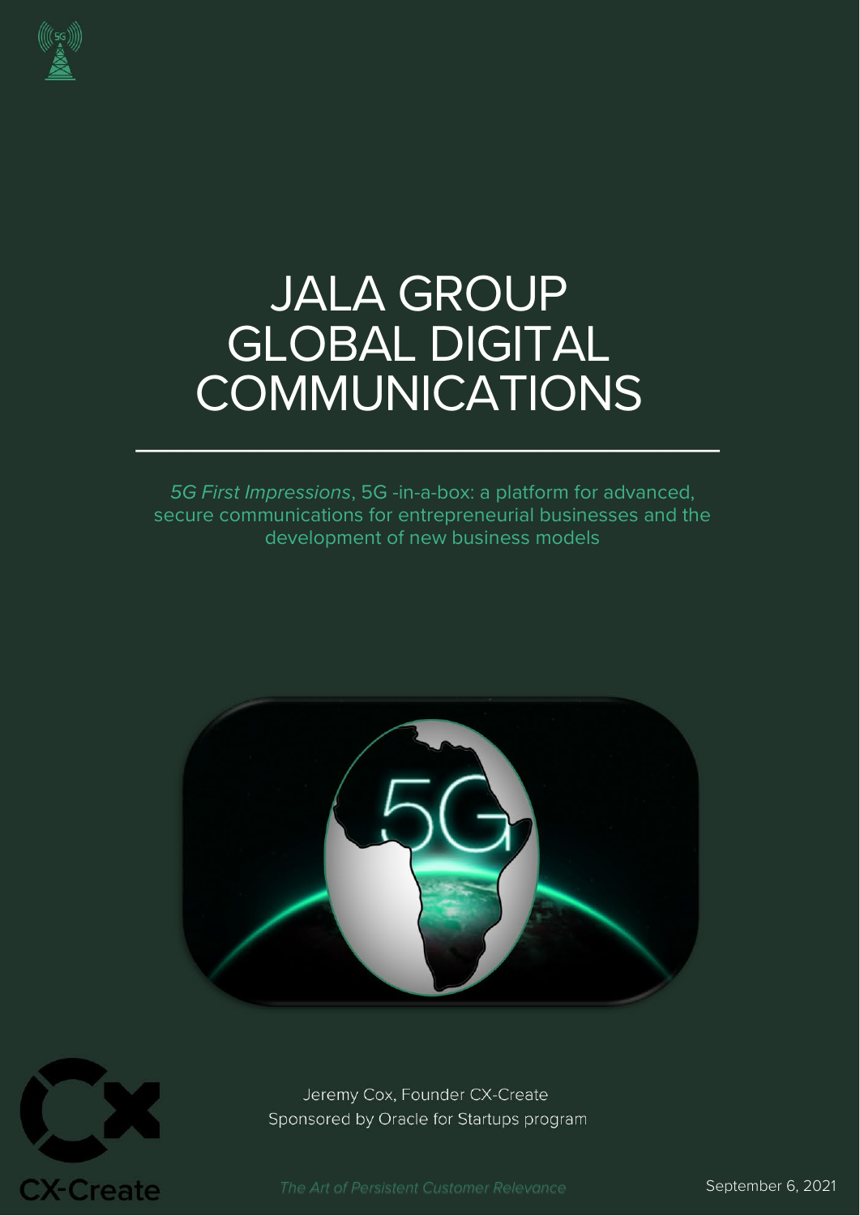# JALA GROUP GLOBAL DIGITAL COMMUNICATIONS

*5G First Impressions*, 5G -in-a-box: a platform for advanced, secure communications for entrepreneurial businesses and the development of new business models

Jeremy Cox, Founder CX-Create
Sponsored by Oracle for Startups program

CX-Create

*The Art of Persistent Customer Relevance*

September 6, 2021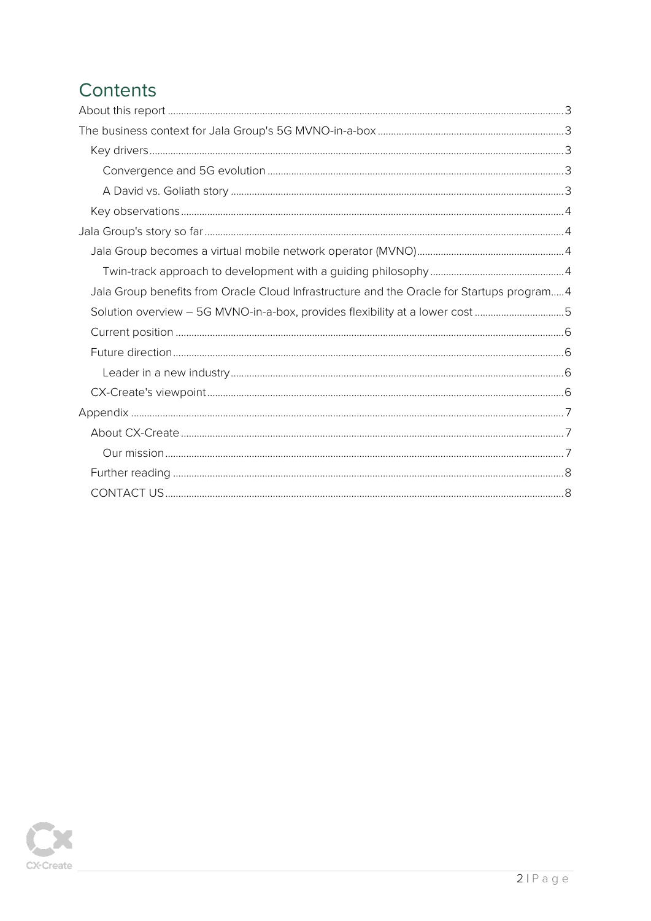# Contents

- About this report ... 3
- The business context for Jala Group's 5G MVNO-in-a-box ... 3
  - Key drivers ... 3
    - Convergence and 5G evolution ... 3
    - A David vs. Goliath story ... 3
  - Key observations ... 4
- Jala Group's story so far ... 4
  - Jala Group becomes a virtual mobile network operator (MVNO) ... 4
    - Twin-track approach to development with a guiding philosophy ... 4
  - Jala Group benefits from Oracle Cloud Infrastructure and the Oracle for Startups program ... 4
  - Solution overview – 5G MVNO-in-a-box, provides flexibility at a lower cost ... 5
  - Current position ... 6
  - Future direction ... 6
    - Leader in a new industry ... 6
  - CX-Create's viewpoint ... 6
- Appendix ... 7
  - About CX-Create ... 7
    - Our mission ... 7
  - Further reading ... 8
  - CONTACT US ... 8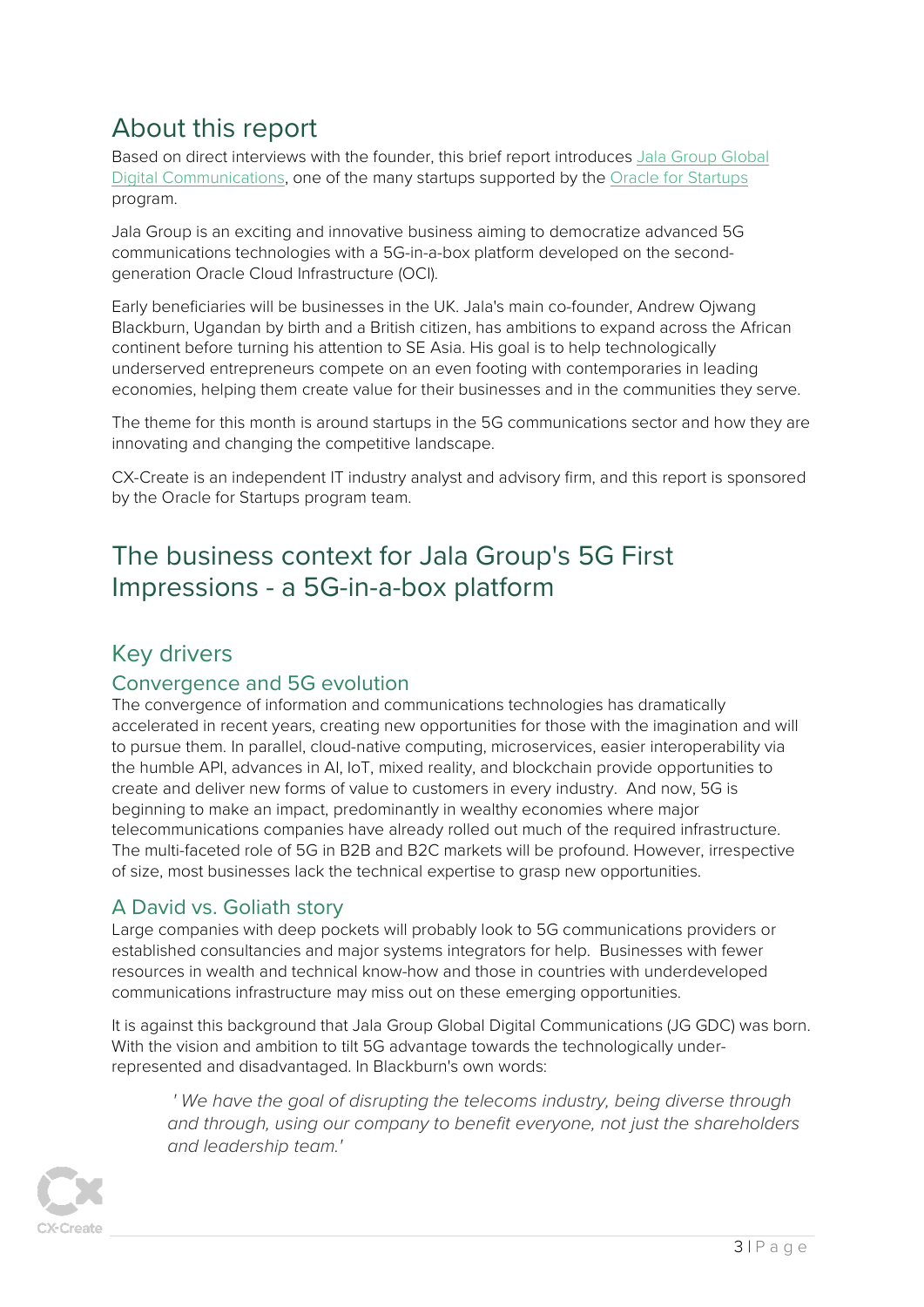# About this report

Based on direct interviews with the founder, this brief report introduces [Jala Group Global Digital Communications](), one of the many startups supported by the [Oracle for Startups]() program.

Jala Group is an exciting and innovative business aiming to democratize advanced 5G communications technologies with a 5G-in-a-box platform developed on the second-generation Oracle Cloud Infrastructure (OCI).

Early beneficiaries will be businesses in the UK. Jala's main co-founder, Andrew Ojwang Blackburn, Ugandan by birth and a British citizen, has ambitions to expand across the African continent before turning his attention to SE Asia. His goal is to help technologically underserved entrepreneurs compete on an even footing with contemporaries in leading economies, helping them create value for their businesses and in the communities they serve.

The theme for this month is around startups in the 5G communications sector and how they are innovating and changing the competitive landscape.

CX-Create is an independent IT industry analyst and advisory firm, and this report is sponsored by the Oracle for Startups program team.

# The business context for Jala Group's 5G First Impressions - a 5G-in-a-box platform

## Key drivers

### Convergence and 5G evolution

The convergence of information and communications technologies has dramatically accelerated in recent years, creating new opportunities for those with the imagination and will to pursue them. In parallel, cloud-native computing, microservices, easier interoperability via the humble API, advances in AI, IoT, mixed reality, and blockchain provide opportunities to create and deliver new forms of value to customers in every industry. And now, 5G is beginning to make an impact, predominantly in wealthy economies where major telecommunications companies have already rolled out much of the required infrastructure. The multi-faceted role of 5G in B2B and B2C markets will be profound. However, irrespective of size, most businesses lack the technical expertise to grasp new opportunities.

### A David vs. Goliath story

Large companies with deep pockets will probably look to 5G communications providers or established consultancies and major systems integrators for help. Businesses with fewer resources in wealth and technical know-how and those in countries with underdeveloped communications infrastructure may miss out on these emerging opportunities.

It is against this background that Jala Group Global Digital Communications (JG GDC) was born. With the vision and ambition to tilt 5G advantage towards the technologically under-represented and disadvantaged. In Blackburn's own words:

> *'We have the goal of disrupting the telecoms industry, being diverse through and through, using our company to benefit everyone, not just the shareholders and leadership team.'*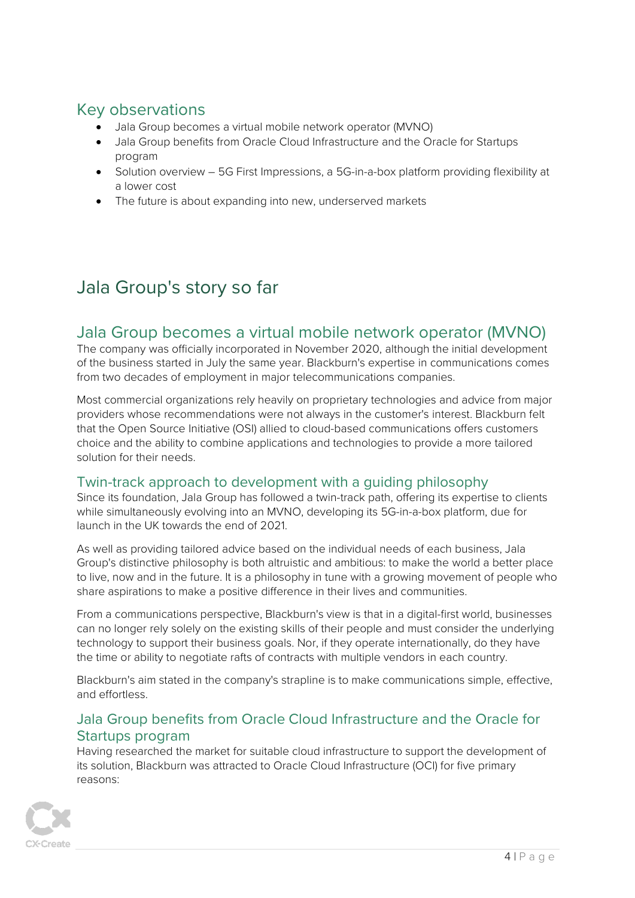## Key observations

- Jala Group becomes a virtual mobile network operator (MVNO)
- Jala Group benefits from Oracle Cloud Infrastructure and the Oracle for Startups program
- Solution overview – 5G First Impressions, a 5G-in-a-box platform providing flexibility at a lower cost
- The future is about expanding into new, underserved markets

# Jala Group's story so far

## Jala Group becomes a virtual mobile network operator (MVNO)

The company was officially incorporated in November 2020, although the initial development of the business started in July the same year. Blackburn's expertise in communications comes from two decades of employment in major telecommunications companies.

Most commercial organizations rely heavily on proprietary technologies and advice from major providers whose recommendations were not always in the customer's interest. Blackburn felt that the Open Source Initiative (OSI) allied to cloud-based communications offers customers choice and the ability to combine applications and technologies to provide a more tailored solution for their needs.

### Twin-track approach to development with a guiding philosophy

Since its foundation, Jala Group has followed a twin-track path, offering its expertise to clients while simultaneously evolving into an MVNO, developing its 5G-in-a-box platform, due for launch in the UK towards the end of 2021.

As well as providing tailored advice based on the individual needs of each business, Jala Group's distinctive philosophy is both altruistic and ambitious: to make the world a better place to live, now and in the future. It is a philosophy in tune with a growing movement of people who share aspirations to make a positive difference in their lives and communities.

From a communications perspective, Blackburn's view is that in a digital-first world, businesses can no longer rely solely on the existing skills of their people and must consider the underlying technology to support their business goals. Nor, if they operate internationally, do they have the time or ability to negotiate rafts of contracts with multiple vendors in each country.

Blackburn's aim stated in the company's strapline is to make communications simple, effective, and effortless.

### Jala Group benefits from Oracle Cloud Infrastructure and the Oracle for Startups program

Having researched the market for suitable cloud infrastructure to support the development of its solution, Blackburn was attracted to Oracle Cloud Infrastructure (OCI) for five primary reasons: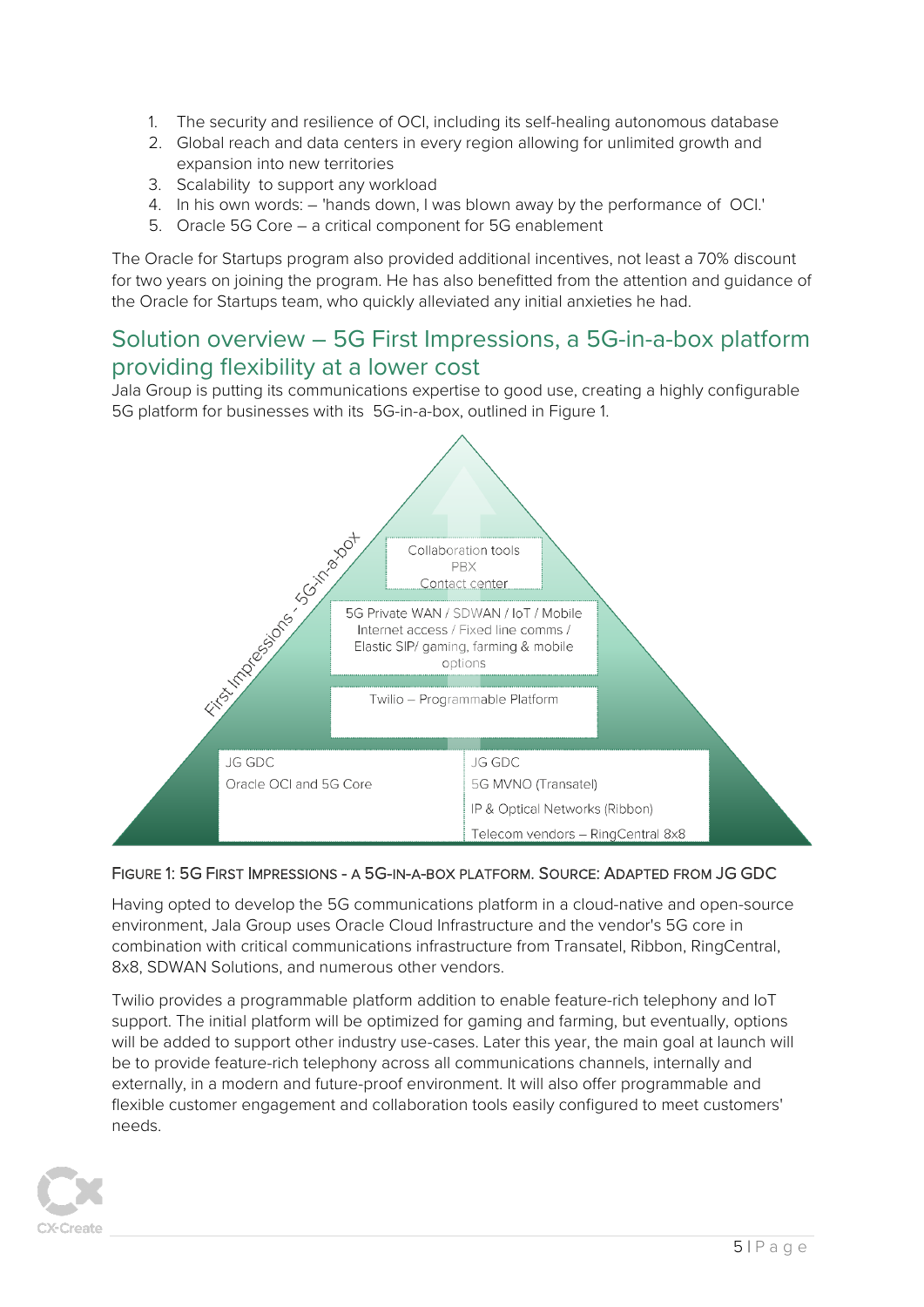1. The security and resilience of OCI, including its self-healing autonomous database
2. Global reach and data centers in every region allowing for unlimited growth and expansion into new territories
3. Scalability to support any workload
4. In his own words: – 'hands down, I was blown away by the performance of OCI.'
5. Oracle 5G Core – a critical component for 5G enablement

The Oracle for Startups program also provided additional incentives, not least a 70% discount for two years on joining the program. He has also benefitted from the attention and guidance of the Oracle for Startups team, who quickly alleviated any initial anxieties he had.

## Solution overview – 5G First Impressions, a 5G-in-a-box platform providing flexibility at a lower cost

Jala Group is putting its communications expertise to good use, creating a highly configurable 5G platform for businesses with its 5G-in-a-box, outlined in Figure 1.

First Impressions - 5G-in-a-box

Collaboration tools
PBX
Contact center

5G Private WAN / SDWAN / IoT / Mobile Internet access / Fixed line comms / Elastic SIP/ gaming, farming & mobile options

Twilio – Programmable Platform

JG GDC
Oracle OCI and 5G Core

JG GDC
5G MVNO (Transatel)
IP & Optical Networks (Ribbon)
Telecom vendors – RingCentral 8x8

FIGURE 1: 5G FIRST IMPRESSIONS - A 5G-IN-A-BOX PLATFORM. SOURCE: ADAPTED FROM JG GDC

Having opted to develop the 5G communications platform in a cloud-native and open-source environment, Jala Group uses Oracle Cloud Infrastructure and the vendor's 5G core in combination with critical communications infrastructure from Transatel, Ribbon, RingCentral, 8x8, SDWAN Solutions, and numerous other vendors.

Twilio provides a programmable platform addition to enable feature-rich telephony and IoT support. The initial platform will be optimized for gaming and farming, but eventually, options will be added to support other industry use-cases. Later this year, the main goal at launch will be to provide feature-rich telephony across all communications channels, internally and externally, in a modern and future-proof environment. It will also offer programmable and flexible customer engagement and collaboration tools easily configured to meet customers' needs.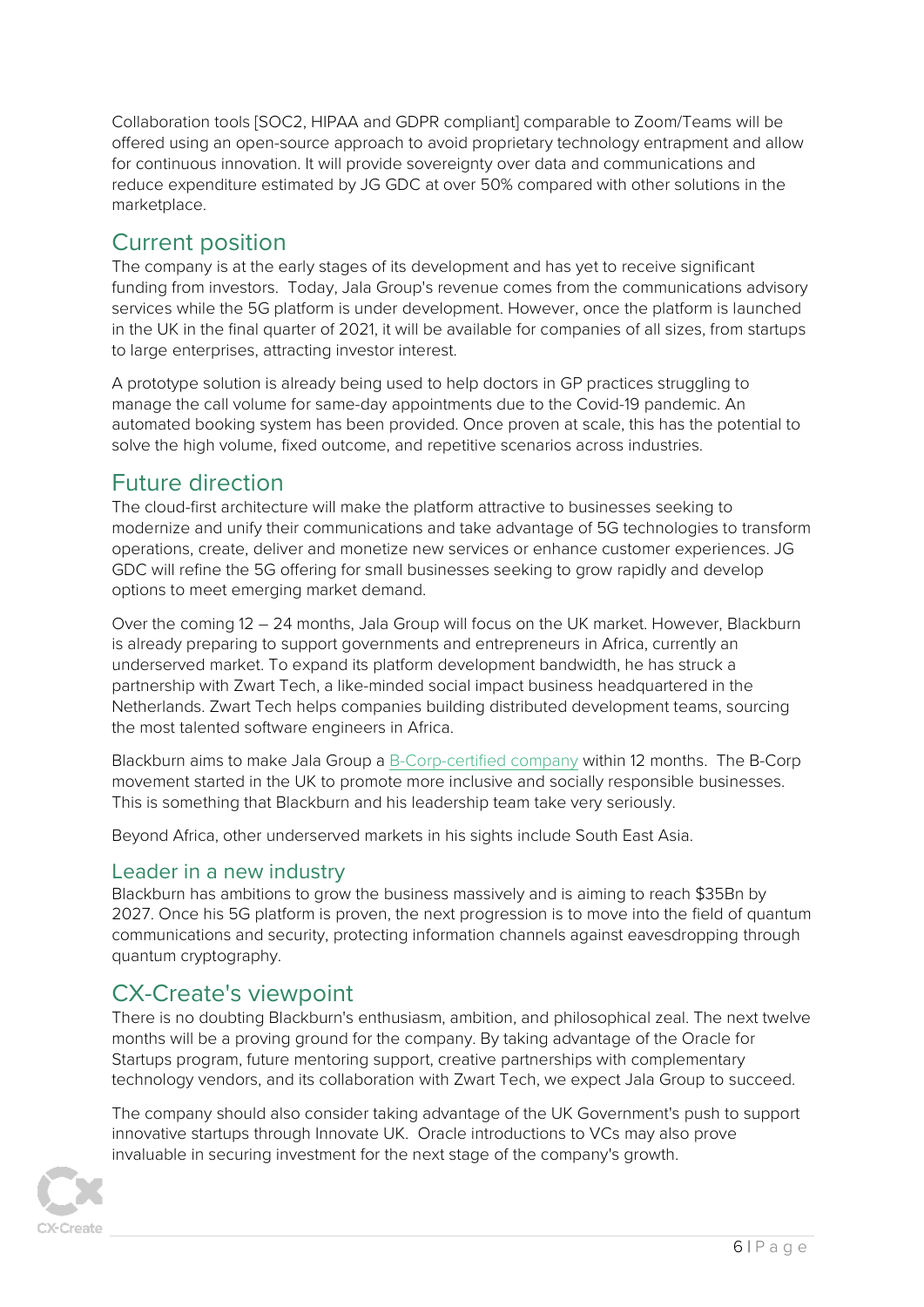Collaboration tools [SOC2, HIPAA and GDPR compliant] comparable to Zoom/Teams will be offered using an open-source approach to avoid proprietary technology entrapment and allow for continuous innovation. It will provide sovereignty over data and communications and reduce expenditure estimated by JG GDC at over 50% compared with other solutions in the marketplace.

## Current position

The company is at the early stages of its development and has yet to receive significant funding from investors. Today, Jala Group's revenue comes from the communications advisory services while the 5G platform is under development. However, once the platform is launched in the UK in the final quarter of 2021, it will be available for companies of all sizes, from startups to large enterprises, attracting investor interest.

A prototype solution is already being used to help doctors in GP practices struggling to manage the call volume for same-day appointments due to the Covid-19 pandemic. An automated booking system has been provided. Once proven at scale, this has the potential to solve the high volume, fixed outcome, and repetitive scenarios across industries.

## Future direction

The cloud-first architecture will make the platform attractive to businesses seeking to modernize and unify their communications and take advantage of 5G technologies to transform operations, create, deliver and monetize new services or enhance customer experiences. JG GDC will refine the 5G offering for small businesses seeking to grow rapidly and develop options to meet emerging market demand.

Over the coming 12 – 24 months, Jala Group will focus on the UK market. However, Blackburn is already preparing to support governments and entrepreneurs in Africa, currently an underserved market. To expand its platform development bandwidth, he has struck a partnership with Zwart Tech, a like-minded social impact business headquartered in the Netherlands. Zwart Tech helps companies building distributed development teams, sourcing the most talented software engineers in Africa.

Blackburn aims to make Jala Group a B-Corp-certified company within 12 months. The B-Corp movement started in the UK to promote more inclusive and socially responsible businesses. This is something that Blackburn and his leadership team take very seriously.

Beyond Africa, other underserved markets in his sights include South East Asia.

### Leader in a new industry

Blackburn has ambitions to grow the business massively and is aiming to reach $35Bn by 2027. Once his 5G platform is proven, the next progression is to move into the field of quantum communications and security, protecting information channels against eavesdropping through quantum cryptography.

## CX-Create's viewpoint

There is no doubting Blackburn's enthusiasm, ambition, and philosophical zeal. The next twelve months will be a proving ground for the company. By taking advantage of the Oracle for Startups program, future mentoring support, creative partnerships with complementary technology vendors, and its collaboration with Zwart Tech, we expect Jala Group to succeed.

The company should also consider taking advantage of the UK Government's push to support innovative startups through Innovate UK. Oracle introductions to VCs may also prove invaluable in securing investment for the next stage of the company's growth.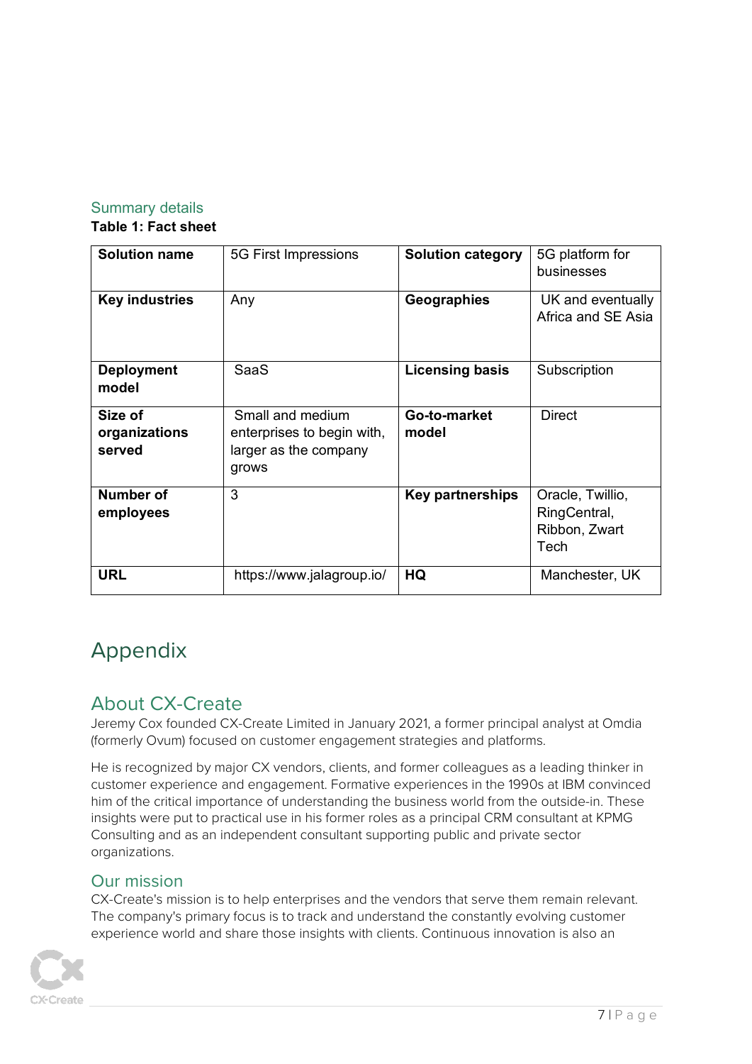## Summary details

**Table 1: Fact sheet**

| **Solution name** | 5G First Impressions | **Solution category** | 5G platform for businesses |
|---|---|---|---|
| **Key industries** | Any | **Geographies** | UK and eventually Africa and SE Asia |
| **Deployment model** | SaaS | **Licensing basis** | Subscription |
| **Size of organizations served** | Small and medium enterprises to begin with, larger as the company grows | **Go-to-market model** | Direct |
| **Number of employees** | 3 | **Key partnerships** | Oracle, Twillio, RingCentral, Ribbon, Zwart Tech |
| **URL** | https://www.jalagroup.io/ | **HQ** | Manchester, UK |

# Appendix

## About CX-Create

Jeremy Cox founded CX-Create Limited in January 2021, a former principal analyst at Omdia (formerly Ovum) focused on customer engagement strategies and platforms.

He is recognized by major CX vendors, clients, and former colleagues as a leading thinker in customer experience and engagement. Formative experiences in the 1990s at IBM convinced him of the critical importance of understanding the business world from the outside-in. These insights were put to practical use in his former roles as a principal CRM consultant at KPMG Consulting and as an independent consultant supporting public and private sector organizations.

### Our mission

CX-Create's mission is to help enterprises and the vendors that serve them remain relevant. The company's primary focus is to track and understand the constantly evolving customer experience world and share those insights with clients. Continuous innovation is also an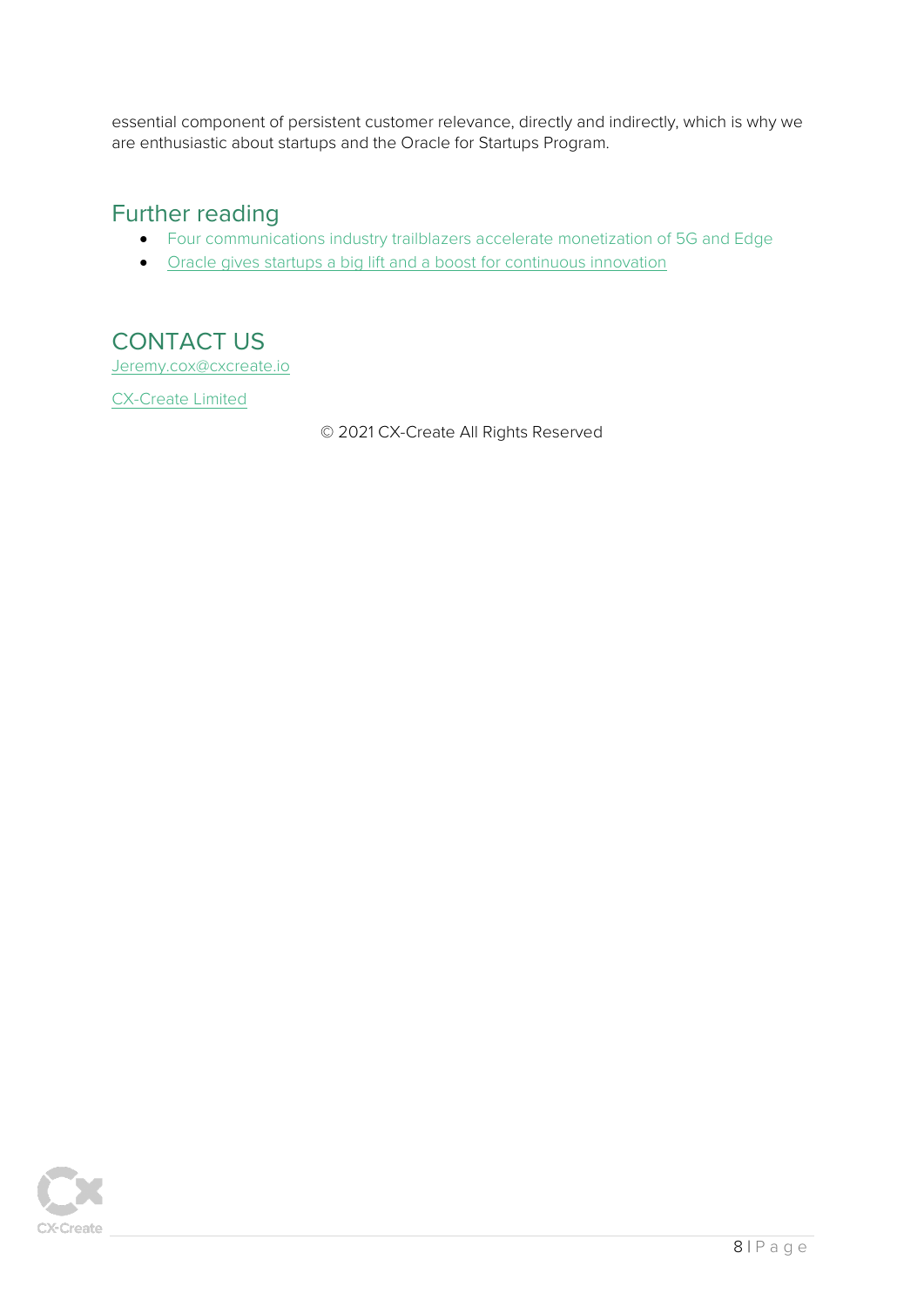essential component of persistent customer relevance, directly and indirectly, which is why we are enthusiastic about startups and the Oracle for Startups Program.

## Further reading

- Four communications industry trailblazers accelerate monetization of 5G and Edge
- Oracle gives startups a big lift and a boost for continuous innovation

## CONTACT US

Jeremy.cox@cxcreate.io

CX-Create Limited

© 2021 CX-Create All Rights Reserved